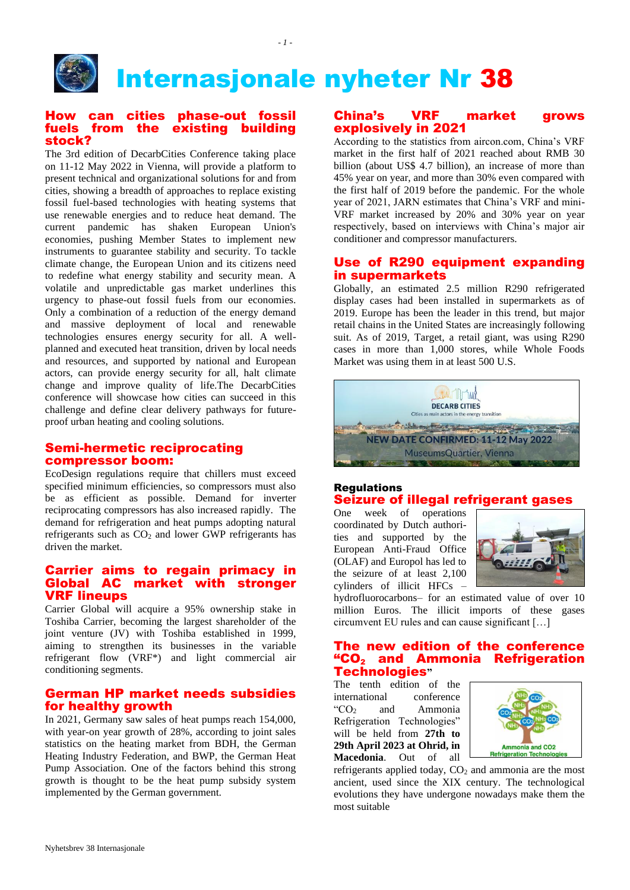# Internasjonale nyheter Nr 38

## How can cities phase-out fossil fuels from the existing building stock?

The 3rd edition of DecarbCities Conference taking place on 11-12 May 2022 in Vienna, will provide a platform to present technical and organizational solutions for and from cities, showing a breadth of approaches to replace existing fossil fuel-based technologies with heating systems that use renewable energies and to reduce heat demand. The current pandemic has shaken European Union's economies, pushing Member States to implement new instruments to guarantee stability and security. To tackle climate change, the European Union and its citizens need to redefine what energy stability and security mean. A volatile and unpredictable gas market underlines this urgency to phase-out fossil fuels from our economies. Only a combination of a reduction of the energy demand and massive deployment of local and renewable technologies ensures energy security for all. A well-planned and executed heat transition, driven by local needs and resources, and supported by national and European actors, can provide energy security for all, halt climate change and improve quality of life.The DecarbCities conference will showcase how cities can succeed in this challenge and define clear delivery pathways for future-proof urban heating and cooling solutions.

## Semi-hermetic reciprocating compressor boom:

EcoDesign regulations require that chillers must exceed specified minimum efficiencies, so compressors must also be as efficient as possible. Demand for inverter reciprocating compressors has also increased rapidly. The demand for refrigeration and heat pumps adopting natural refrigerants such as $CO_2$ and lower GWP refrigerants has driven the market.

## Carrier aims to regain primacy in Global AC market with stronger VRF lineups

Carrier Global will acquire a 95% ownership stake in Toshiba Carrier, becoming the largest shareholder of the joint venture (JV) with Toshiba established in 1999, aiming to strengthen its businesses in the variable refrigerant flow (VRF*) and light commercial air conditioning segments.

## German HP market needs subsidies for healthy growth

In 2021, Germany saw sales of heat pumps reach 154,000, with year-on year growth of 28%, according to joint sales statistics on the heating market from BDH, the German Heating Industry Federation, and BWP, the German Heat Pump Association. One of the factors behind this strong growth is thought to be the heat pump subsidy system implemented by the German government.

## China's VRF market grows explosively in 2021

According to the statistics from aircon.com, China's VRF market in the first half of 2021 reached about RMB 30 billion (about US$ 4.7 billion), an increase of more than 45% year on year, and more than 30% even compared with the first half of 2019 before the pandemic. For the whole year of 2021, JARN estimates that China's VRF and mini-VRF market increased by 20% and 30% year on year respectively, based on interviews with China's major air conditioner and compressor manufacturers.

## Use of R290 equipment expanding in supermarkets

Globally, an estimated 2.5 million R290 refrigerated display cases had been installed in supermarkets as of 2019. Europe has been the leader in this trend, but major retail chains in the United States are increasingly following suit. As of 2019, Target, a retail giant, was using R290 cases in more than 1,000 stores, while Whole Foods Market was using them in at least 500 U.S.

DECARB CITIES
Cities as main actors in the energy transition
NEW DATE CONFIRMED: 11-12 May 2022
MuseumsQuartier, Vienna

**Regulations**

## Seizure of illegal refrigerant gases

One week of operations coordinated by Dutch authorities and supported by the European Anti-Fraud Office (OLAF) and Europol has led to the seizure of at least 2,100 cylinders of illicit HFCs – hydrofluorocarbons– for an estimated value of over 10 million Euros. The illicit imports of these gases circumvent EU rules and can cause significant […]

## The new edition of the conference "$CO_2$ and Ammonia Refrigeration Technologies"

The tenth edition of the international conference "$CO_2$ and Ammonia Refrigeration Technologies" will be held from **27th to 29th April 2023 at Ohrid, in Macedonia**. Out of all refrigerants applied today, $CO_2$ and ammonia are the most ancient, used since the XIX century. The technological evolutions they have undergone nowadays make them the most suitable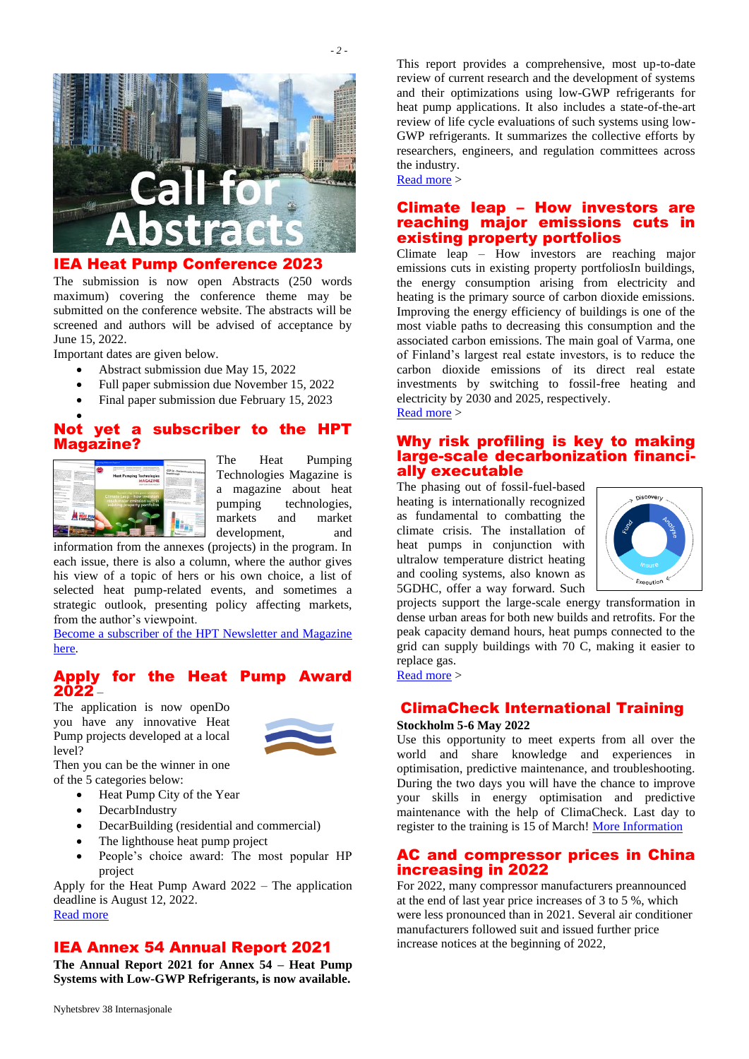## IEA Heat Pump Conference 2023

The submission is now open Abstracts (250 words maximum) covering the conference theme may be submitted on the conference website. The abstracts will be screened and authors will be advised of acceptance by June 15, 2022.

Important dates are given below.

- Abstract submission due May 15, 2022
- Full paper submission due November 15, 2022
- Final paper submission due February 15, 2023

## Not yet a subscriber to the HPT Magazine?

The Heat Pumping Technologies Magazine is a magazine about heat pumping technologies, markets and market development, and information from the annexes (projects) in the program. In each issue, there is also a column, where the author gives his view of a topic of hers or his own choice, a list of selected heat pump-related events, and sometimes a strategic outlook, presenting policy affecting markets, from the author's viewpoint.

Become a subscriber of the HPT Newsletter and Magazine here.

## Apply for the Heat Pump Award 2022 –

The application is now openDo you have any innovative Heat Pump projects developed at a local level?

Then you can be the winner in one of the 5 categories below:

- Heat Pump City of the Year
- DecarbIndustry
- DecarBuilding (residential and commercial)
- The lighthouse heat pump project
- People's choice award: The most popular HP project

Apply for the Heat Pump Award 2022 – The application deadline is August 12, 2022.

Read more

## IEA Annex 54 Annual Report 2021

**The Annual Report 2021 for Annex 54 – Heat Pump Systems with Low-GWP Refrigerants, is now available.**

This report provides a comprehensive, most up-to-date review of current research and the development of systems and their optimizations using low-GWP refrigerants for heat pump applications. It also includes a state-of-the-art review of life cycle evaluations of such systems using low-GWP refrigerants. It summarizes the collective efforts by researchers, engineers, and regulation committees across the industry.

Read more >

## Climate leap – How investors are reaching major emissions cuts in existing property portfolios

Climate leap – How investors are reaching major emissions cuts in existing property portfoliosIn buildings, the energy consumption arising from electricity and heating is the primary source of carbon dioxide emissions. Improving the energy efficiency of buildings is one of the most viable paths to decreasing this consumption and the associated carbon emissions. The main goal of Varma, one of Finland's largest real estate investors, is to reduce the carbon dioxide emissions of its direct real estate investments by switching to fossil-free heating and electricity by 2030 and 2025, respectively.

Read more >

## Why risk profiling is key to making large-scale decarbonization financially executable

The phasing out of fossil-fuel-based heating is internationally recognized as fundamental to combatting the climate crisis. The installation of heat pumps in conjunction with ultralow temperature district heating and cooling systems, also known as 5GDHC, offer a way forward. Such projects support the large-scale energy transformation in dense urban areas for both new builds and retrofits. For the peak capacity demand hours, heat pumps connected to the grid can supply buildings with 70 C, making it easier to replace gas.

Read more >

## ClimaCheck International Training

**Stockholm 5-6 May 2022**

Use this opportunity to meet experts from all over the world and share knowledge and experiences in optimisation, predictive maintenance, and troubleshooting. During the two days you will have the chance to improve your skills in energy optimisation and predictive maintenance with the help of ClimaCheck. Last day to register to the training is 15 of March! More Information

## AC and compressor prices in China increasing in 2022

For 2022, many compressor manufacturers preannounced at the end of last year price increases of 3 to 5 %, which were less pronounced than in 2021. Several air conditioner manufacturers followed suit and issued further price increase notices at the beginning of 2022,